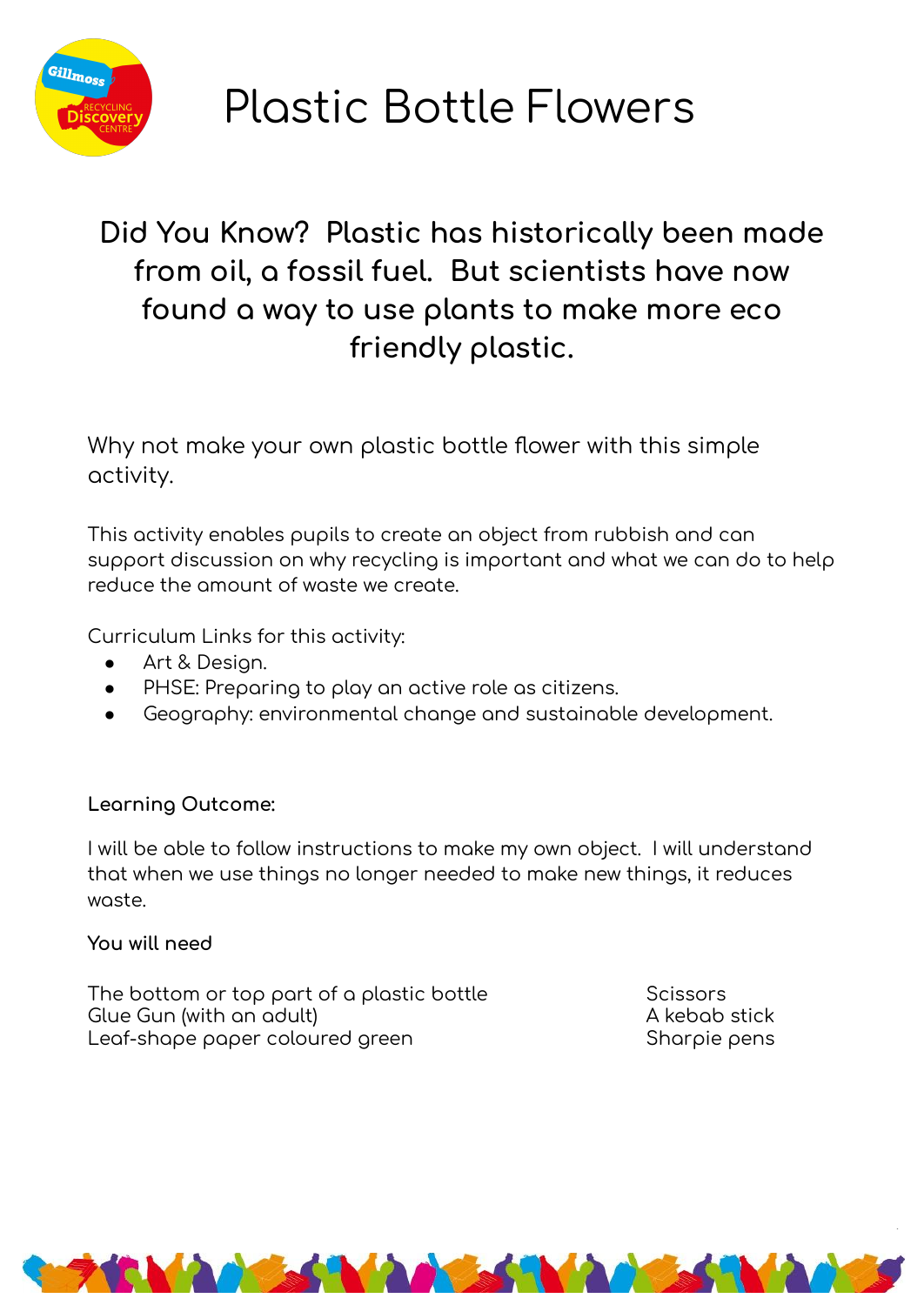# Plastic Bottle Flowers

## Did You Know? Plastic has historically been made from oil, a fossil fuel. But scientists have now found a way to use plants to make more eco friendly plastic.

Why not make your own plastic bottle flower with this simple activity.

This activity enables pupils to create an object from rubbish and can support discussion on why recycling is important and what we can do to help reduce the amount of waste we create.

Curriculum Links for this activity:

- Art & Design.
- PHSE: Preparing to play an active role as citizens.
- Geography: environmental change and sustainable development.

**Learning Outcome:**

I will be able to follow instructions to make my own object. I will understand that when we use things no longer needed to make new things, it reduces waste.

**You will need**

The bottom or top part of a plastic bottle
Glue Gun (with an adult)
Leaf-shape paper coloured green
Scissors
A kebab stick
Sharpie pens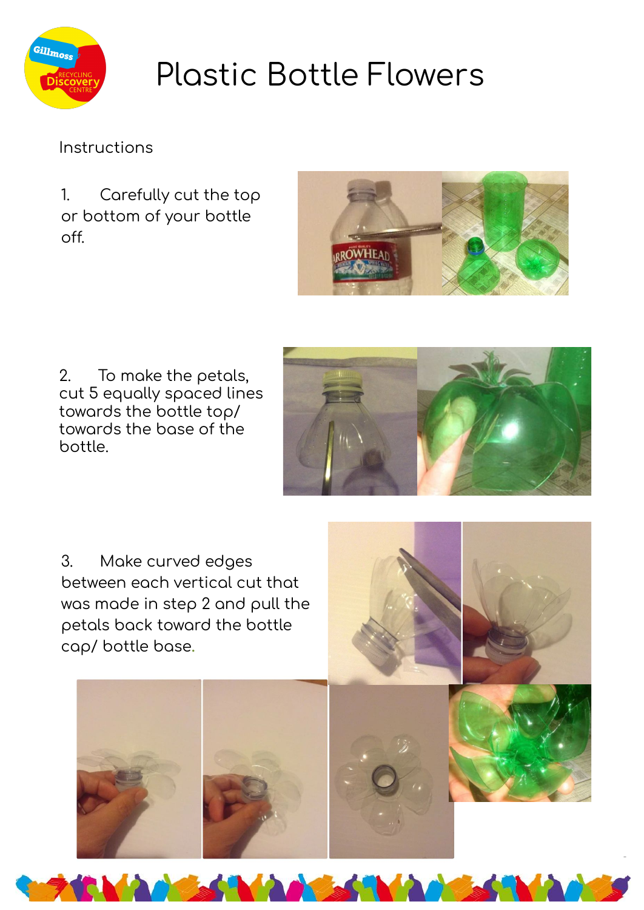# Plastic Bottle Flowers

Instructions

1. Carefully cut the top or bottom of your bottle off.

2. To make the petals, cut 5 equally spaced lines towards the bottle top/ towards the base of the bottle.

3. Make curved edges between each vertical cut that was made in step 2 and pull the petals back toward the bottle cap/ bottle base.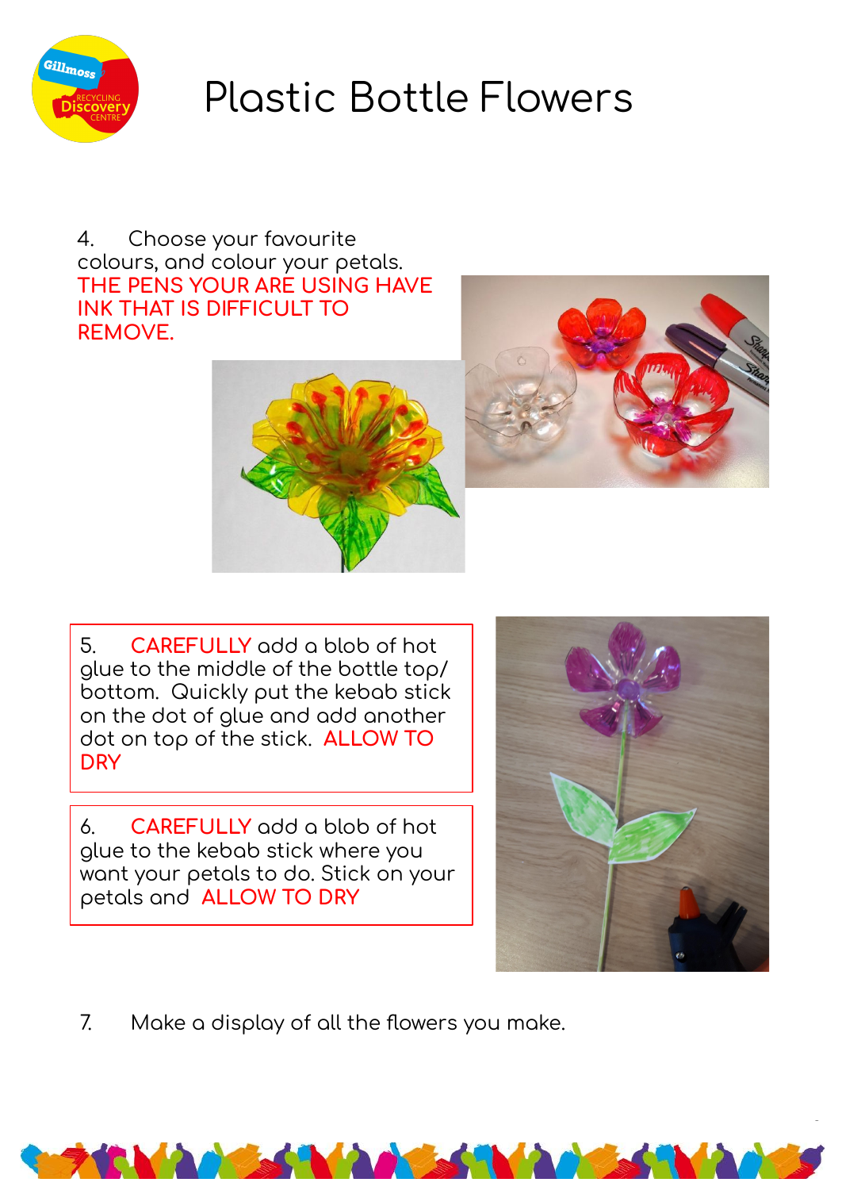# Plastic Bottle Flowers

4. Choose your favourite colours, and colour your petals. THE PENS YOUR ARE USING HAVE INK THAT IS DIFFICULT TO REMOVE.

5. CAREFULLY add a blob of hot glue to the middle of the bottle top/ bottom. Quickly put the kebab stick on the dot of glue and add another dot on top of the stick. ALLOW TO DRY

6. CAREFULLY add a blob of hot glue to the kebab stick where you want your petals to do. Stick on your petals and ALLOW TO DRY

7. Make a display of all the flowers you make.